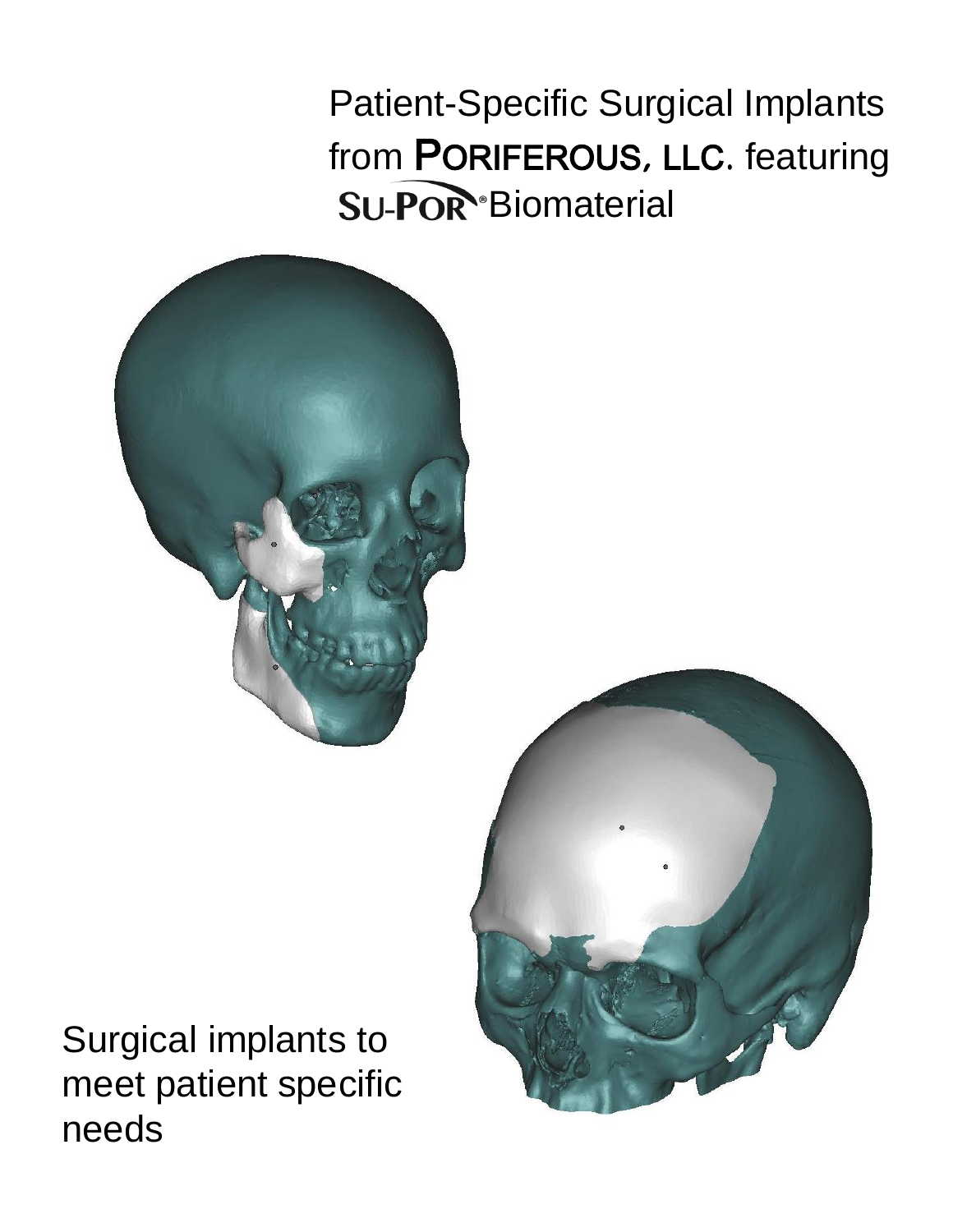# Patient-Specific Surgical Implants from **PORIFEROUS, LLC**. featuring SU-POR® Biomaterial

Surgical implants to meet patient specific needs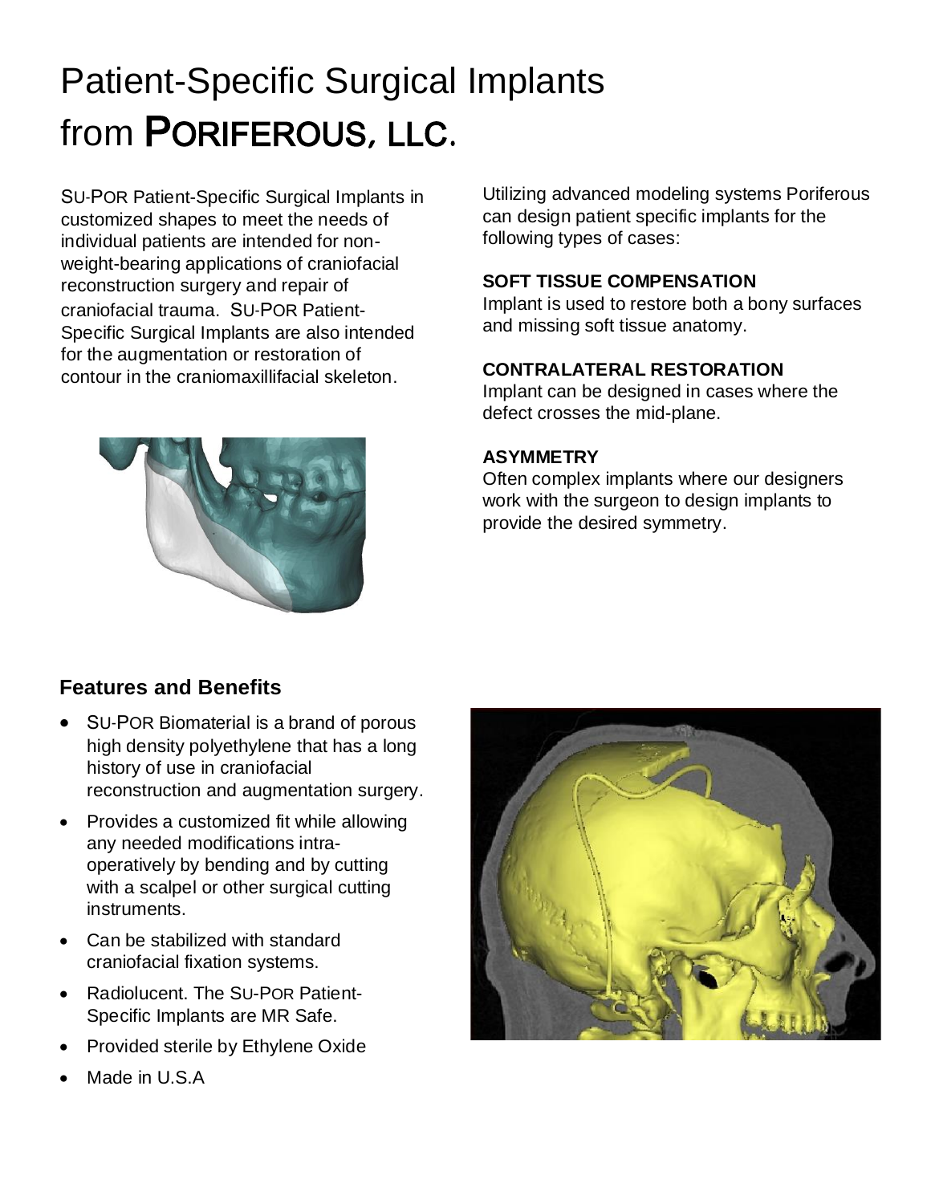# Patient-Specific Surgical Implants from PORIFEROUS, LLC.

SU-POR Patient-Specific Surgical Implants in customized shapes to meet the needs of individual patients are intended for non-weight-bearing applications of craniofacial reconstruction surgery and repair of craniofacial trauma. SU-POR Patient-Specific Surgical Implants are also intended for the augmentation or restoration of contour in the craniomaxillifacial skeleton.

Utilizing advanced modeling systems Poriferous can design patient specific implants for the following types of cases:

**SOFT TISSUE COMPENSATION**
Implant is used to restore both a bony surfaces and missing soft tissue anatomy.

**CONTRALATERAL RESTORATION**
Implant can be designed in cases where the defect crosses the mid-plane.

**ASYMMETRY**
Often complex implants where our designers work with the surgeon to design implants to provide the desired symmetry.

## Features and Benefits

- SU-POR Biomaterial is a brand of porous high density polyethylene that has a long history of use in craniofacial reconstruction and augmentation surgery.
- Provides a customized fit while allowing any needed modifications intra-operatively by bending and by cutting with a scalpel or other surgical cutting instruments.
- Can be stabilized with standard craniofacial fixation systems.
- Radiolucent. The SU-POR Patient-Specific Implants are MR Safe.
- Provided sterile by Ethylene Oxide
- Made in U.S.A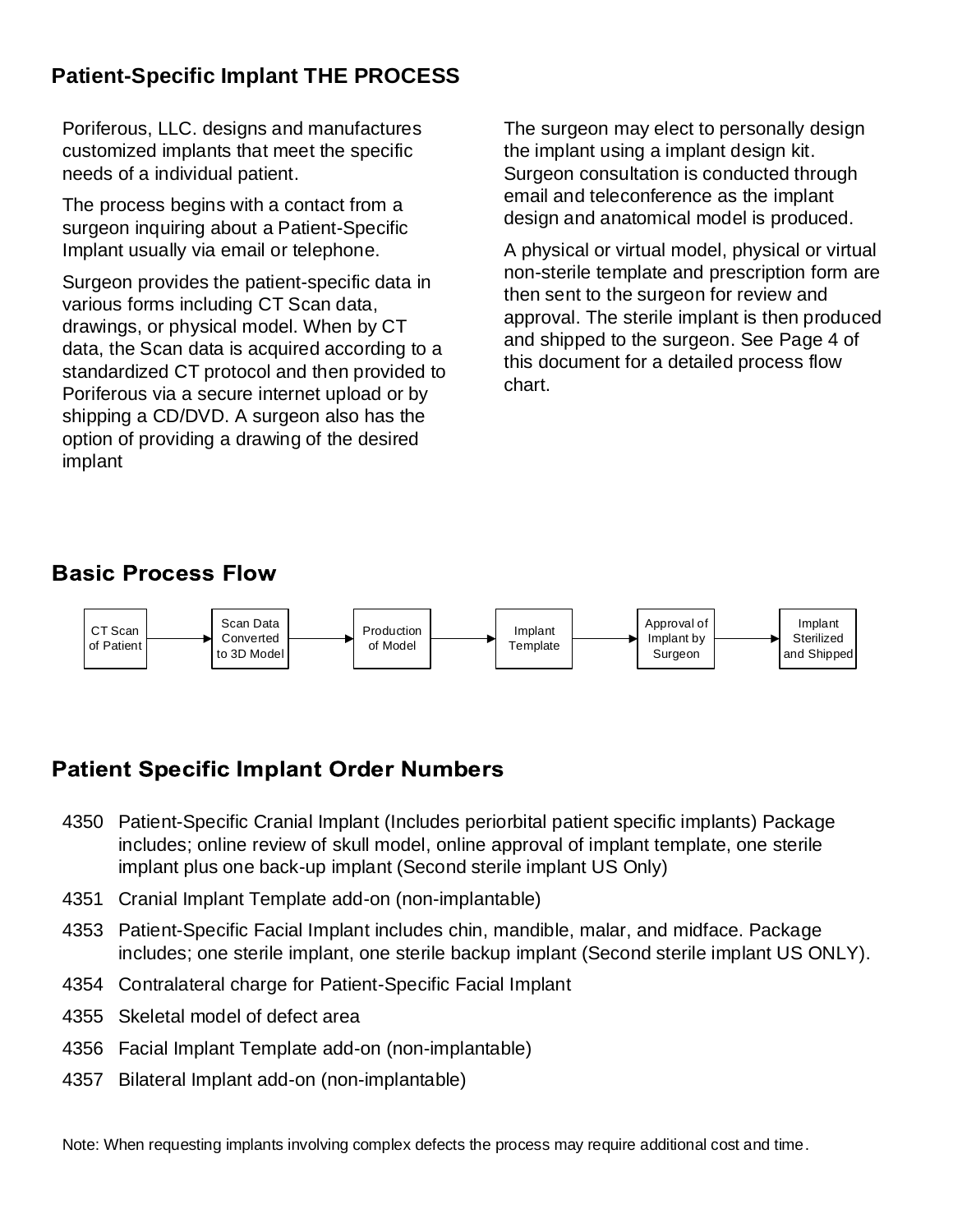## Patient-Specific Implant THE PROCESS

Poriferous, LLC. designs and manufactures customized implants that meet the specific needs of a individual patient.

The process begins with a contact from a surgeon inquiring about a Patient-Specific Implant usually via email or telephone.

Surgeon provides the patient-specific data in various forms including CT Scan data, drawings, or physical model. When by CT data, the Scan data is acquired according to a standardized CT protocol and then provided to Poriferous via a secure internet upload or by shipping a CD/DVD. A surgeon also has the option of providing a drawing of the desired implant

The surgeon may elect to personally design the implant using a implant design kit. Surgeon consultation is conducted through email and teleconference as the implant design and anatomical model is produced.

A physical or virtual model, physical or virtual non-sterile template and prescription form are then sent to the surgeon for review and approval. The sterile implant is then produced and shipped to the surgeon. See Page 4 of this document for a detailed process flow chart.

## Basic Process Flow

CT Scan of Patient → Scan Data Converted to 3D Model → Production of Model → Implant Template → Approval of Implant by Surgeon → Implant Sterilized and Shipped

## Patient Specific Implant Order Numbers

- 4350 Patient-Specific Cranial Implant (Includes periorbital patient specific implants) Package includes; online review of skull model, online approval of implant template, one sterile implant plus one back-up implant (Second sterile implant US Only)
- 4351 Cranial Implant Template add-on (non-implantable)
- 4353 Patient-Specific Facial Implant includes chin, mandible, malar, and midface. Package includes; one sterile implant, one sterile backup implant (Second sterile implant US ONLY).
- 4354 Contralateral charge for Patient-Specific Facial Implant
- 4355 Skeletal model of defect area
- 4356 Facial Implant Template add-on (non-implantable)
- 4357 Bilateral Implant add-on (non-implantable)

Note: When requesting implants involving complex defects the process may require additional cost and time.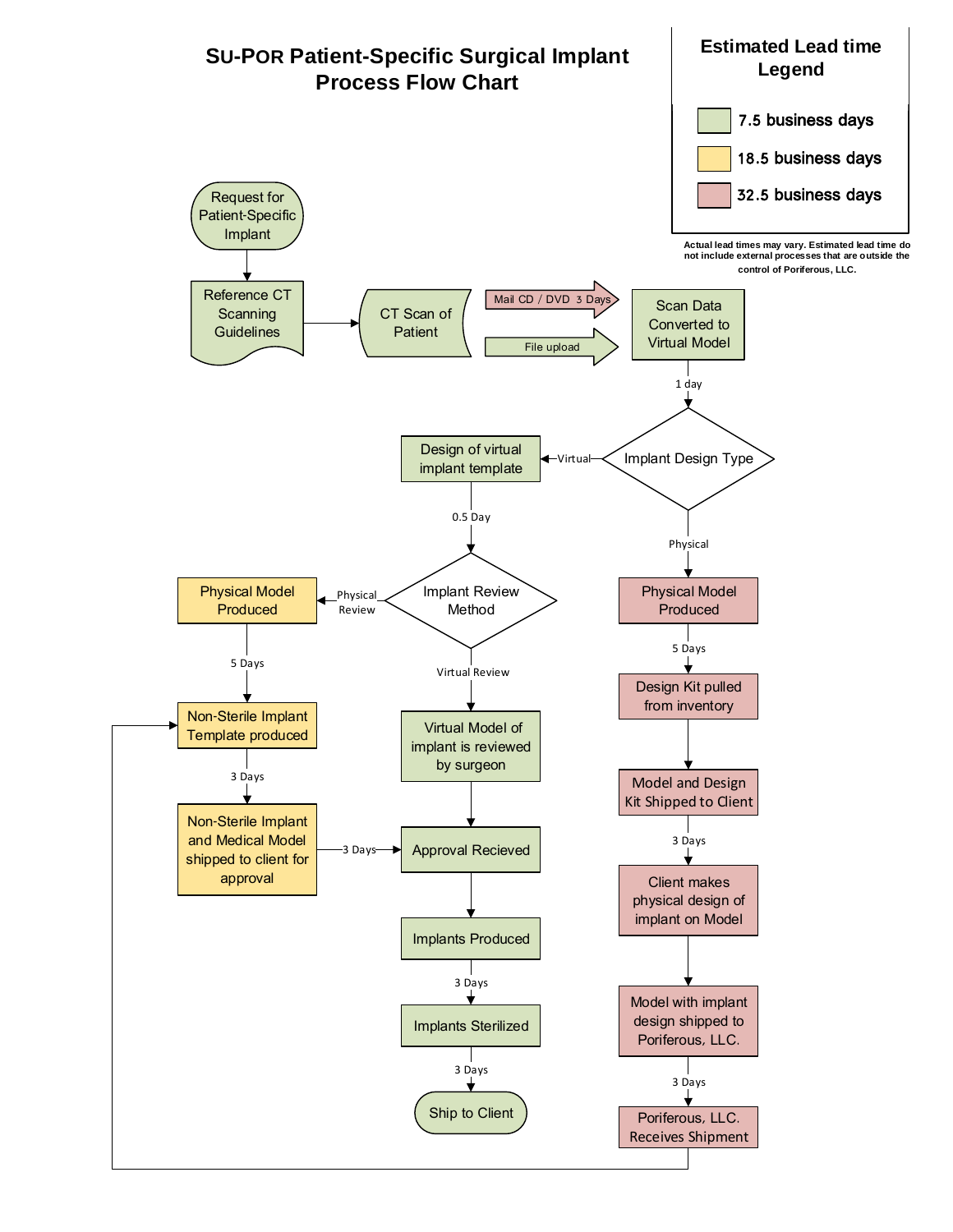# SU-POR Patient-Specific Surgical Implant Process Flow Chart

**Estimated Lead time Legend**

- 7.5 business days (green)
- 18.5 business days (yellow)
- 32.5 business days (red)

Actual lead times may vary. Estimated lead time do not include external processes that are outside the control of Poriferous, LLC.

Request for Patient-Specific Implant

→ Reference CT Scanning Guidelines

→ CT Scan of Patient

→ Mail CD / DVD 3 Days / File upload

→ Scan Data Converted to Virtual Model

→ 1 day

→ Implant Design Type

**Virtual:**

Design of virtual implant template

→ 0.5 Day

→ Implant Review Method

- **Physical Review:**
  - Physical Model Produced
  - → 5 Days
  - → Non-Sterile Implant Template produced
  - → 3 Days
  - → Non-Sterile Implant and Medical Model shipped to client for approval
  - → 3 Days
  - → Approval Recieved
- **Virtual Review:**
  - Virtual Model of implant is reviewed by surgeon
  - → Approval Recieved

Approval Recieved

→ Implants Produced

→ 3 Days

→ Implants Sterilized

→ 3 Days

→ Ship to Client

**Physical:**

Physical Model Produced

→ 5 Days

→ Design Kit pulled from inventory

→ Model and Design Kit Shipped to Client

→ 3 Days

→ Client makes physical design of implant on Model

→ Model with implant design shipped to Poriferous, LLC.

→ 3 Days

→ Poriferous, LLC. Receives Shipment

→ Non-Sterile Implant Template produced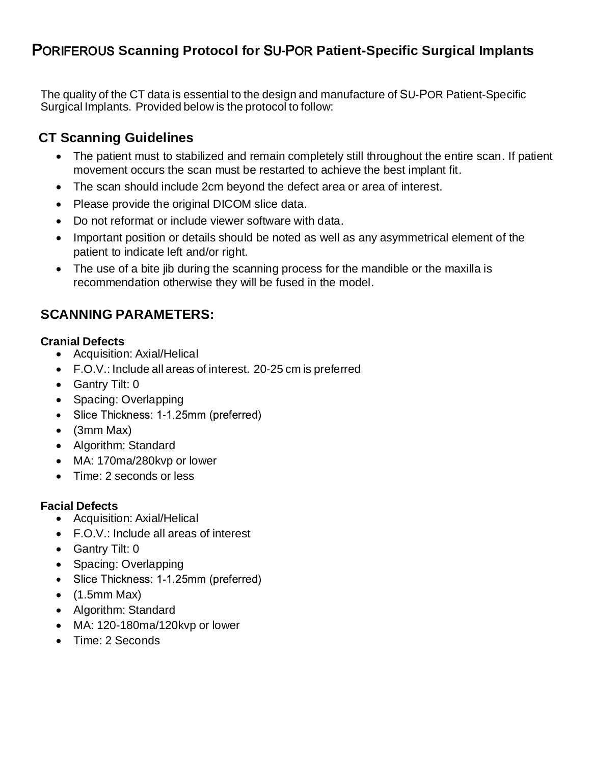# PORIFEROUS Scanning Protocol for SU-POR Patient-Specific Surgical Implants

The quality of the CT data is essential to the design and manufacture of SU-POR Patient-Specific Surgical Implants. Provided below is the protocol to follow:

## CT Scanning Guidelines

- The patient must to stabilized and remain completely still throughout the entire scan. If patient movement occurs the scan must be restarted to achieve the best implant fit.
- The scan should include 2cm beyond the defect area or area of interest.
- Please provide the original DICOM slice data.
- Do not reformat or include viewer software with data.
- Important position or details should be noted as well as any asymmetrical element of the patient to indicate left and/or right.
- The use of a bite jib during the scanning process for the mandible or the maxilla is recommendation otherwise they will be fused in the model.

## SCANNING PARAMETERS:

### Cranial Defects

- Acquisition: Axial/Helical
- F.O.V.: Include all areas of interest. 20-25 cm is preferred
- Gantry Tilt: 0
- Spacing: Overlapping
- Slice Thickness: 1-1.25mm (preferred)
- (3mm Max)
- Algorithm: Standard
- MA: 170ma/280kvp or lower
- Time: 2 seconds or less

### Facial Defects

- Acquisition: Axial/Helical
- F.O.V.: Include all areas of interest
- Gantry Tilt: 0
- Spacing: Overlapping
- Slice Thickness: 1-1.25mm (preferred)
- (1.5mm Max)
- Algorithm: Standard
- MA: 120-180ma/120kvp or lower
- Time: 2 Seconds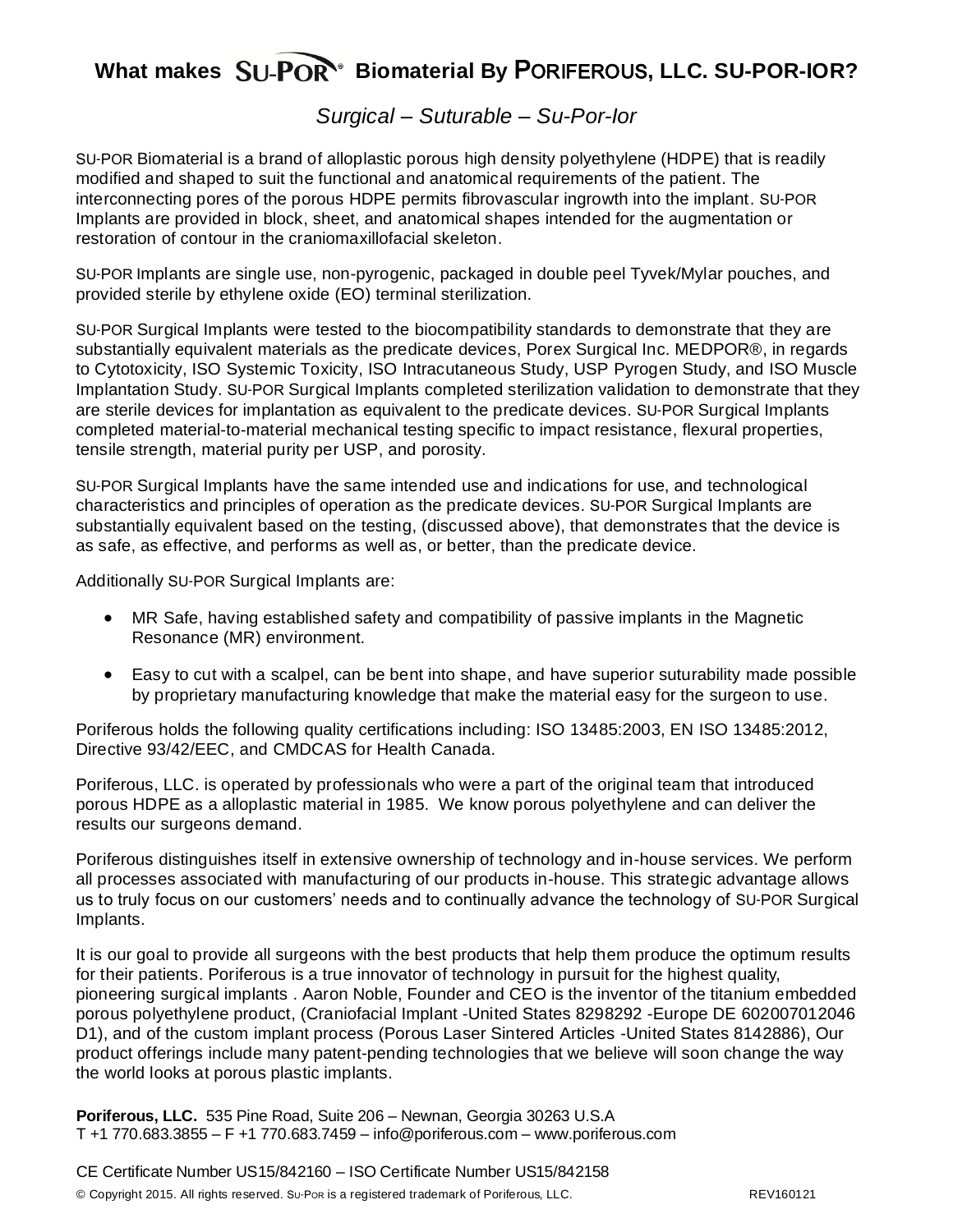# What makes SU-POR® Biomaterial By PORIFEROUS, LLC. SU-POR-IOR?

*Surgical – Suturable – Su-Por-Ior*

SU-POR Biomaterial is a brand of alloplastic porous high density polyethylene (HDPE) that is readily modified and shaped to suit the functional and anatomical requirements of the patient. The interconnecting pores of the porous HDPE permits fibrovascular ingrowth into the implant. SU-POR Implants are provided in block, sheet, and anatomical shapes intended for the augmentation or restoration of contour in the craniomaxillofacial skeleton.

SU-POR Implants are single use, non-pyrogenic, packaged in double peel Tyvek/Mylar pouches, and provided sterile by ethylene oxide (EO) terminal sterilization.

SU-POR Surgical Implants were tested to the biocompatibility standards to demonstrate that they are substantially equivalent materials as the predicate devices, Porex Surgical Inc. MEDPOR®, in regards to Cytotoxicity, ISO Systemic Toxicity, ISO Intracutaneous Study, USP Pyrogen Study, and ISO Muscle Implantation Study. SU-POR Surgical Implants completed sterilization validation to demonstrate that they are sterile devices for implantation as equivalent to the predicate devices. SU-POR Surgical Implants completed material-to-material mechanical testing specific to impact resistance, flexural properties, tensile strength, material purity per USP, and porosity.

SU-POR Surgical Implants have the same intended use and indications for use, and technological characteristics and principles of operation as the predicate devices. SU-POR Surgical Implants are substantially equivalent based on the testing, (discussed above), that demonstrates that the device is as safe, as effective, and performs as well as, or better, than the predicate device.

Additionally SU-POR Surgical Implants are:

- MR Safe, having established safety and compatibility of passive implants in the Magnetic Resonance (MR) environment.
- Easy to cut with a scalpel, can be bent into shape, and have superior suturability made possible by proprietary manufacturing knowledge that make the material easy for the surgeon to use.

Poriferous holds the following quality certifications including: ISO 13485:2003, EN ISO 13485:2012, Directive 93/42/EEC, and CMDCAS for Health Canada.

Poriferous, LLC. is operated by professionals who were a part of the original team that introduced porous HDPE as a alloplastic material in 1985. We know porous polyethylene and can deliver the results our surgeons demand.

Poriferous distinguishes itself in extensive ownership of technology and in-house services. We perform all processes associated with manufacturing of our products in-house. This strategic advantage allows us to truly focus on our customers' needs and to continually advance the technology of SU-POR Surgical Implants.

It is our goal to provide all surgeons with the best products that help them produce the optimum results for their patients. Poriferous is a true innovator of technology in pursuit for the highest quality, pioneering surgical implants . Aaron Noble, Founder and CEO is the inventor of the titanium embedded porous polyethylene product, (Craniofacial Implant -United States 8298292 -Europe DE 602007012046 D1), and of the custom implant process (Porous Laser Sintered Articles -United States 8142886), Our product offerings include many patent-pending technologies that we believe will soon change the way the world looks at porous plastic implants.

**Poriferous, LLC.** 535 Pine Road, Suite 206 – Newnan, Georgia 30263 U.S.A
T +1 770.683.3855 – F +1 770.683.7459 – info@poriferous.com – www.poriferous.com

CE Certificate Number US15/842160 – ISO Certificate Number US15/842158

© Copyright 2015. All rights reserved. SU-POR is a registered trademark of Poriferous, LLC. REV160121